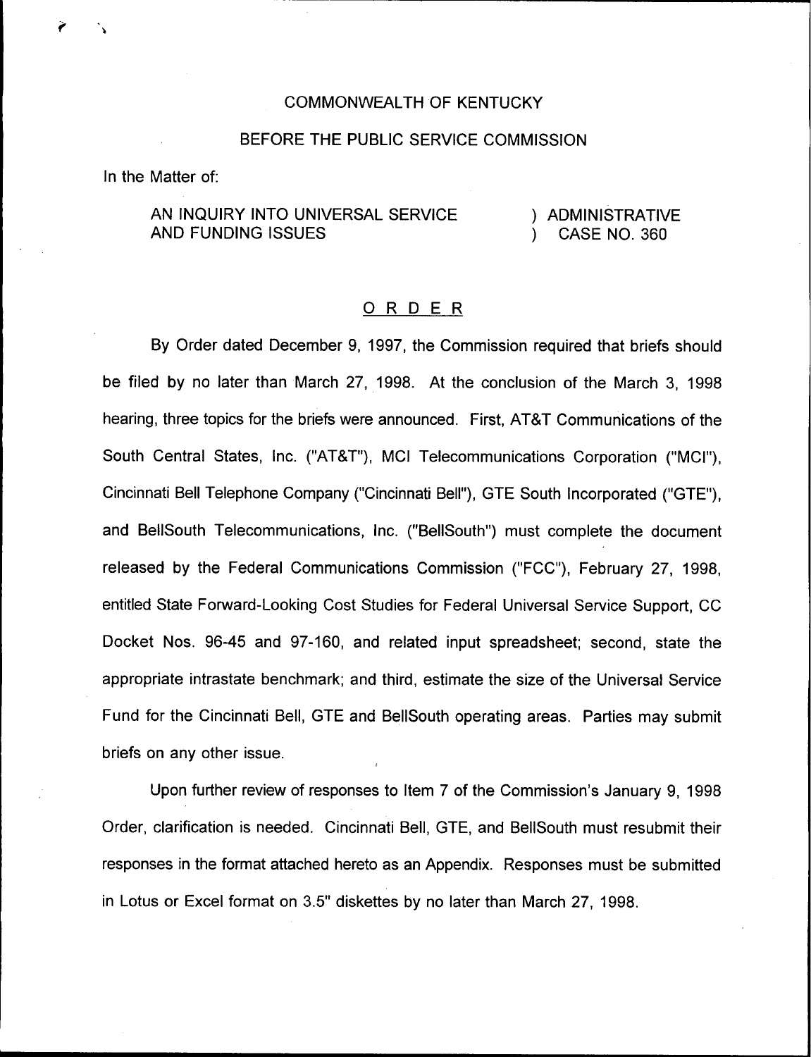COMMONWEALTH OF KENTUCKY

BEFORE THE PUBLIC SERVICE COMMISSION

In the Matter of:

AN INQUIRY INTO UNIVERSAL SERVICE AND FUNDING ISSUES ) ADMINISTRATIVE ) CASE NO. 360

## ORDER

By Order dated December 9, 1997, the Commission required that briefs should be filed by no later than March 27, 1998. At the conclusion of the March 3, 1998 hearing, three topics for the briefs were announced. First, AT&T Communications of the South Central States, Inc. ("AT&T"), MCI Telecommunications Corporation ("MCI"), Cincinnati Bell Telephone Company ("Cincinnati Bell"), GTE South Incorporated ("GTE"), and BellSouth Telecommunications, Inc. ("BellSouth") must complete the document released by the Federal Communications Commission ("FCC"), February 27, 1998, entitled State Forward-Looking Cost Studies for Federal Universal Service Support, CC Docket Nos. 96-45 and 97-160, and related input spreadsheet; second, state the appropriate intrastate benchmark; and third, estimate the size of the Universal Service Fund for the Cincinnati Bell, GTE and BellSouth operating areas. Parties may submit briefs on any other issue.

Upon further review of responses to Item 7 of the Commission's January 9, 1998 Order, clarification is needed. Cincinnati Bell, GTE, and BellSouth must resubmit their responses in the format attached hereto as an Appendix. Responses must be submitted in Lotus or Excel format on 3.5" diskettes by no later than March 27, 1998.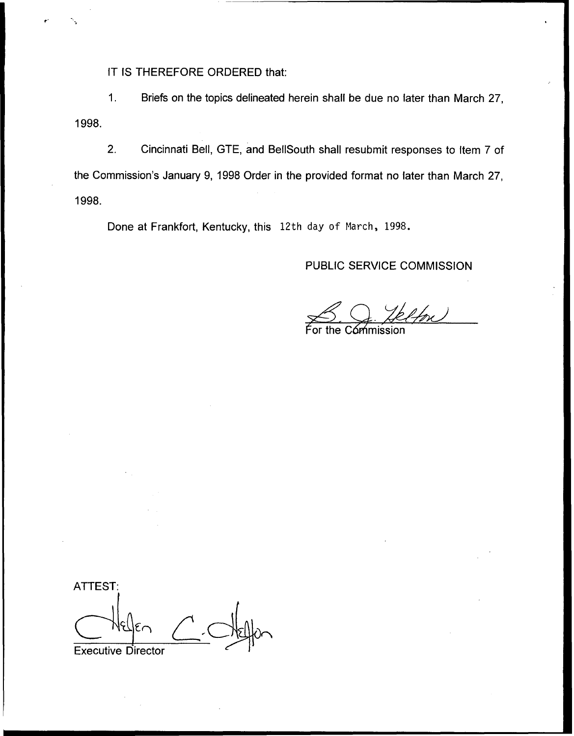IT IS THEREFORE ORDERED that:

1. Briefs on the topics delineated herein shall be due no later than March 27, 1998.

2. Cincinnati Bell, GTE, and BellSouth shall resubmit responses to Item 7 of the Commission's January 9, 1998 Order in the provided format no later than March 27, 1998.

Done at Frankfort, Kentucky, this 12th day of March, 1998.

PUBLIC SERVICE COMMISSION

For the Commission

ATTEST:

Executive Director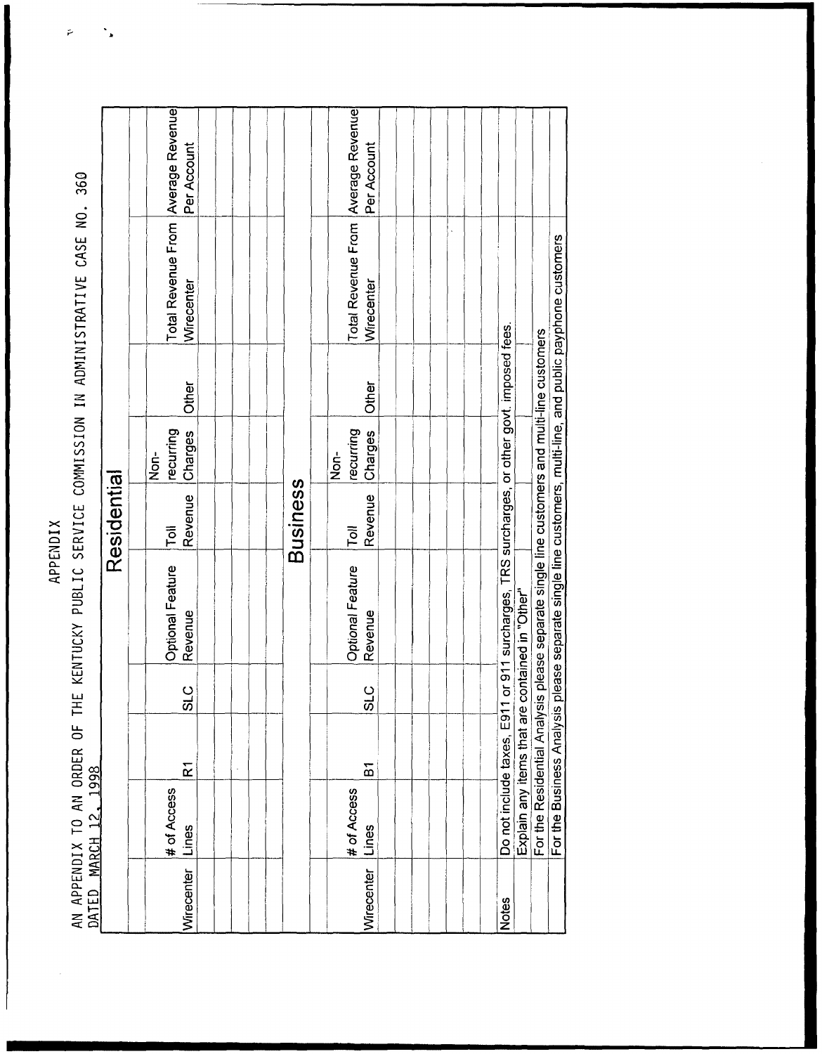APPENDIX

AN APPENDIX TO AN ORDER OF THE KENTUCKY PUBLIC SERVICE COMMISSION IN ADMINISTRATIVE CASE NO. 360 DATED MARCH 12, 1998

## Residential

| Wirecenter | # of Access Lines | R1 | SLC | Optional Feature Revenue | Toll Revenue | Non-recurring Charges | Other | Total Revenue From Wirecenter | Average Revenue Per Account |
|---|---|---|---|---|---|---|---|---|---|
| | | | | | | | | | |
| | | | | | | | | | |
| | | | | | | | | | |
| | | | | | | | | | |
| | | | | | | | | | |

## Business

| Wirecenter | # of Access Lines | B1 | SLC | Optional Feature Revenue | Toll Revenue | Non-recurring Charges | Other | Total Revenue From Wirecenter | Average Revenue Per Account |
|---|---|---|---|---|---|---|---|---|---|
| | | | | | | | | | |
| | | | | | | | | | |
| | | | | | | | | | |
| | | | | | | | | | |
| | | | | | | | | | |
| | | | | | | | | | |

| Notes | |
|---|---|
| | Do not include taxes, E911 or 911 surcharges, TRS surcharges, or other govt. imposed fees. |
| | Explain any items that are contained in "Other" |
| | For the Residential Analysis please separate single line customers and multi-line customers |
| | For the Business Analysis please separate single line customers, multi-line, and public payphone customers |